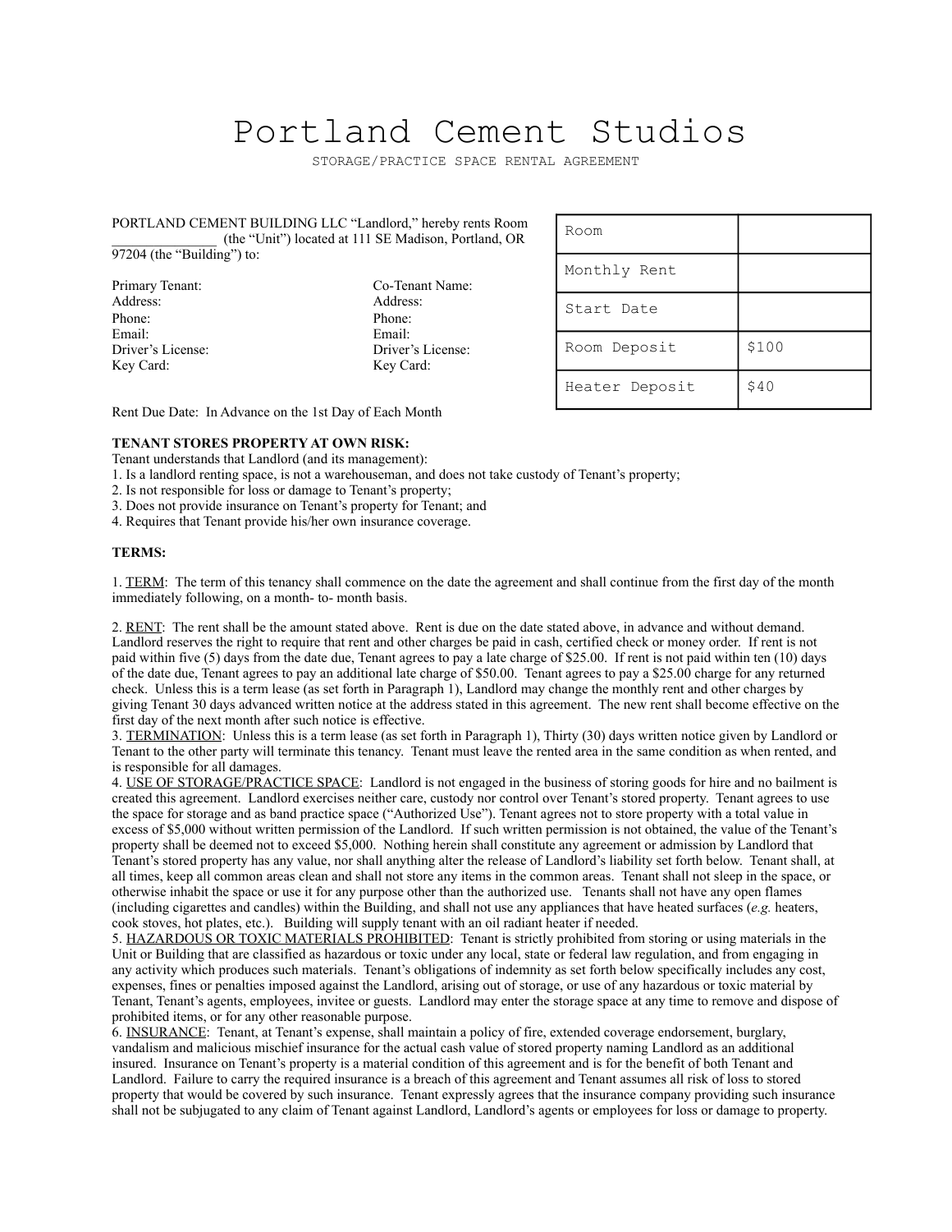# Portland Cement Studios

STORAGE/PRACTICE SPACE RENTAL AGREEMENT

PORTLAND CEMENT BUILDING LLC "Landlord," hereby rents Room _______________ (the "Unit") located at 111 SE Madison, Portland, OR 97204 (the "Building") to:

| Room | |
|---|---|
| Monthly Rent | |
| Start Date | |
| Room Deposit | $100 |
| Heater Deposit | $40 |

Primary Tenant:
Address:
Phone:
Email:
Driver's License:
Key Card:

Co-Tenant Name:
Address:
Phone:
Email:
Driver's License:
Key Card:

Rent Due Date: In Advance on the 1st Day of Each Month

**TENANT STORES PROPERTY AT OWN RISK:**
Tenant understands that Landlord (and its management):

1. Is a landlord renting space, is not a warehouseman, and does not take custody of Tenant's property;
2. Is not responsible for loss or damage to Tenant's property;
3. Does not provide insurance on Tenant's property for Tenant; and
4. Requires that Tenant provide his/her own insurance coverage.

**TERMS:**

1. TERM: The term of this tenancy shall commence on the date the agreement and shall continue from the first day of the month immediately following, on a month- to- month basis.

2. RENT: The rent shall be the amount stated above. Rent is due on the date stated above, in advance and without demand. Landlord reserves the right to require that rent and other charges be paid in cash, certified check or money order. If rent is not paid within five (5) days from the date due, Tenant agrees to pay a late charge of $25.00. If rent is not paid within ten (10) days of the date due, Tenant agrees to pay an additional late charge of $50.00. Tenant agrees to pay a $25.00 charge for any returned check. Unless this is a term lease (as set forth in Paragraph 1), Landlord may change the monthly rent and other charges by giving Tenant 30 days advanced written notice at the address stated in this agreement. The new rent shall become effective on the first day of the next month after such notice is effective.

3. TERMINATION: Unless this is a term lease (as set forth in Paragraph 1), Thirty (30) days written notice given by Landlord or Tenant to the other party will terminate this tenancy. Tenant must leave the rented area in the same condition as when rented, and is responsible for all damages.

4. USE OF STORAGE/PRACTICE SPACE: Landlord is not engaged in the business of storing goods for hire and no bailment is created this agreement. Landlord exercises neither care, custody nor control over Tenant's stored property. Tenant agrees to use the space for storage and as band practice space ("Authorized Use"). Tenant agrees not to store property with a total value in excess of $5,000 without written permission of the Landlord. If such written permission is not obtained, the value of the Tenant's property shall be deemed not to exceed $5,000. Nothing herein shall constitute any agreement or admission by Landlord that Tenant's stored property has any value, nor shall anything alter the release of Landlord's liability set forth below. Tenant shall, at all times, keep all common areas clean and shall not store any items in the common areas. Tenant shall not sleep in the space, or otherwise inhabit the space or use it for any purpose other than the authorized use. Tenants shall not have any open flames (including cigarettes and candles) within the Building, and shall not use any appliances that have heated surfaces (*e.g.* heaters, cook stoves, hot plates, etc.). Building will supply tenant with an oil radiant heater if needed.

5. HAZARDOUS OR TOXIC MATERIALS PROHIBITED: Tenant is strictly prohibited from storing or using materials in the Unit or Building that are classified as hazardous or toxic under any local, state or federal law regulation, and from engaging in any activity which produces such materials. Tenant's obligations of indemnity as set forth below specifically includes any cost, expenses, fines or penalties imposed against the Landlord, arising out of storage, or use of any hazardous or toxic material by Tenant, Tenant's agents, employees, invitee or guests. Landlord may enter the storage space at any time to remove and dispose of prohibited items, or for any other reasonable purpose.

6. INSURANCE: Tenant, at Tenant's expense, shall maintain a policy of fire, extended coverage endorsement, burglary, vandalism and malicious mischief insurance for the actual cash value of stored property naming Landlord as an additional insured. Insurance on Tenant's property is a material condition of this agreement and is for the benefit of both Tenant and Landlord. Failure to carry the required insurance is a breach of this agreement and Tenant assumes all risk of loss to stored property that would be covered by such insurance. Tenant expressly agrees that the insurance company providing such insurance shall not be subjugated to any claim of Tenant against Landlord, Landlord's agents or employees for loss or damage to property.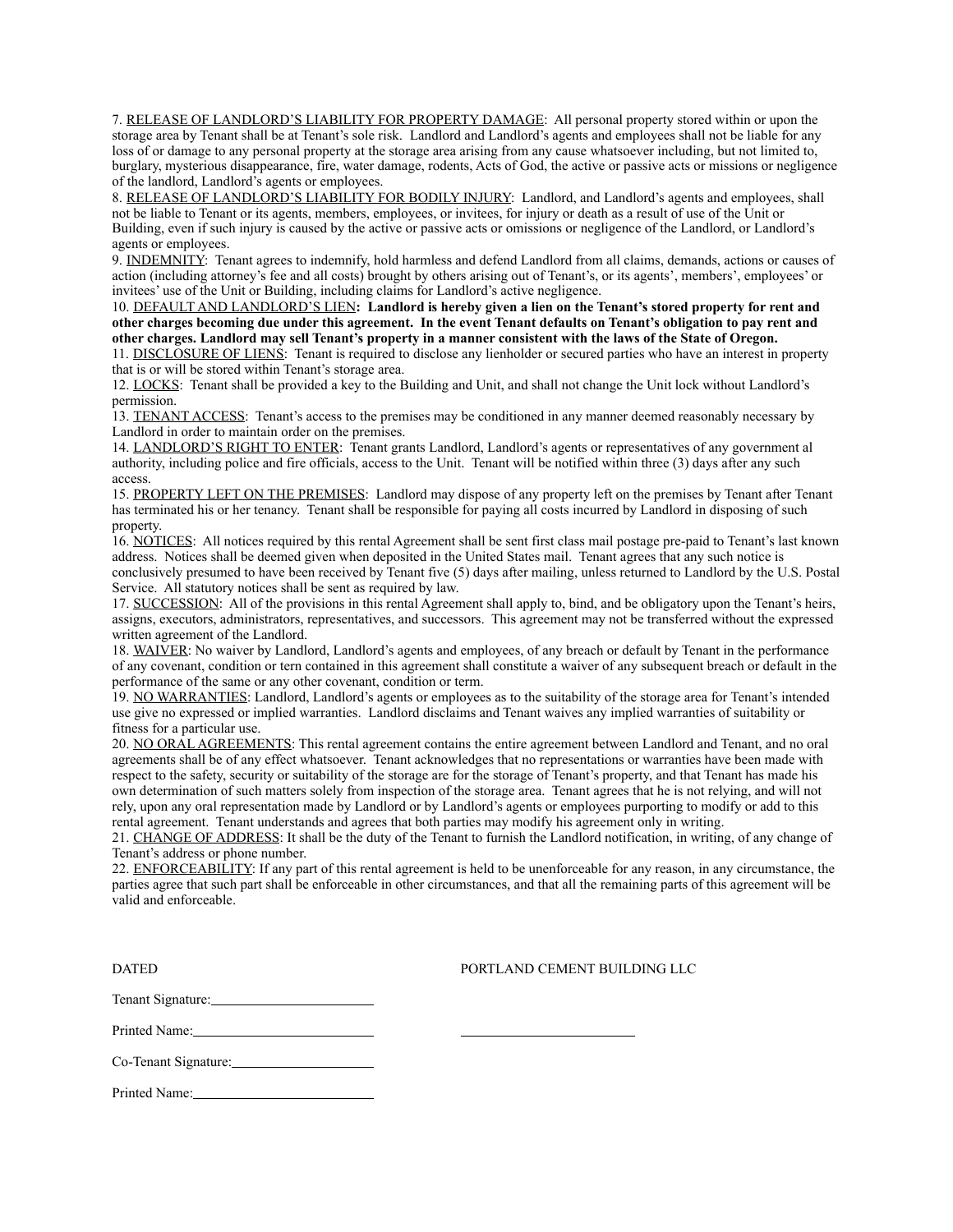7. <u>RELEASE OF LANDLORD'S LIABILITY FOR PROPERTY DAMAGE</u>: All personal property stored within or upon the storage area by Tenant shall be at Tenant's sole risk. Landlord and Landlord's agents and employees shall not be liable for any loss of or damage to any personal property at the storage area arising from any cause whatsoever including, but not limited to, burglary, mysterious disappearance, fire, water damage, rodents, Acts of God, the active or passive acts or missions or negligence of the landlord, Landlord's agents or employees.

8. <u>RELEASE OF LANDLORD'S LIABILITY FOR BODILY INJURY</u>: Landlord, and Landlord's agents and employees, shall not be liable to Tenant or its agents, members, employees, or invitees, for injury or death as a result of use of the Unit or Building, even if such injury is caused by the active or passive acts or omissions or negligence of the Landlord, or Landlord's agents or employees.

9. <u>INDEMNITY</u>: Tenant agrees to indemnify, hold harmless and defend Landlord from all claims, demands, actions or causes of action (including attorney's fee and all costs) brought by others arising out of Tenant's, or its agents', members', employees' or invitees' use of the Unit or Building, including claims for Landlord's active negligence.

10. <u>DEFAULT AND LANDLORD'S LIEN</u>**: Landlord is hereby given a lien on the Tenant's stored property for rent and other charges becoming due under this agreement. In the event Tenant defaults on Tenant's obligation to pay rent and other charges. Landlord may sell Tenant's property in a manner consistent with the laws of the State of Oregon.**

11. <u>DISCLOSURE OF LIENS</u>: Tenant is required to disclose any lienholder or secured parties who have an interest in property that is or will be stored within Tenant's storage area.

12. <u>LOCKS</u>: Tenant shall be provided a key to the Building and Unit, and shall not change the Unit lock without Landlord's permission.

13. <u>TENANT ACCESS</u>: Tenant's access to the premises may be conditioned in any manner deemed reasonably necessary by Landlord in order to maintain order on the premises.

14. <u>LANDLORD'S RIGHT TO ENTER</u>: Tenant grants Landlord, Landlord's agents or representatives of any government al authority, including police and fire officials, access to the Unit. Tenant will be notified within three (3) days after any such access.

15. <u>PROPERTY LEFT ON THE PREMISES</u>: Landlord may dispose of any property left on the premises by Tenant after Tenant has terminated his or her tenancy. Tenant shall be responsible for paying all costs incurred by Landlord in disposing of such property.

16. <u>NOTICES</u>: All notices required by this rental Agreement shall be sent first class mail postage pre-paid to Tenant's last known address. Notices shall be deemed given when deposited in the United States mail. Tenant agrees that any such notice is conclusively presumed to have been received by Tenant five (5) days after mailing, unless returned to Landlord by the U.S. Postal Service. All statutory notices shall be sent as required by law.

17. <u>SUCCESSION</u>: All of the provisions in this rental Agreement shall apply to, bind, and be obligatory upon the Tenant's heirs, assigns, executors, administrators, representatives, and successors. This agreement may not be transferred without the expressed written agreement of the Landlord.

18. <u>WAIVER</u>: No waiver by Landlord, Landlord's agents and employees, of any breach or default by Tenant in the performance of any covenant, condition or tern contained in this agreement shall constitute a waiver of any subsequent breach or default in the performance of the same or any other covenant, condition or term.

19. <u>NO WARRANTIES</u>: Landlord, Landlord's agents or employees as to the suitability of the storage area for Tenant's intended use give no expressed or implied warranties. Landlord disclaims and Tenant waives any implied warranties of suitability or fitness for a particular use.

20. <u>NO ORAL AGREEMENTS</u>: This rental agreement contains the entire agreement between Landlord and Tenant, and no oral agreements shall be of any effect whatsoever. Tenant acknowledges that no representations or warranties have been made with respect to the safety, security or suitability of the storage are for the storage of Tenant's property, and that Tenant has made his own determination of such matters solely from inspection of the storage area. Tenant agrees that he is not relying, and will not rely, upon any oral representation made by Landlord or by Landlord's agents or employees purporting to modify or add to this rental agreement. Tenant understands and agrees that both parties may modify his agreement only in writing.

21. <u>CHANGE OF ADDRESS</u>: It shall be the duty of the Tenant to furnish the Landlord notification, in writing, of any change of Tenant's address or phone number.

22. <u>ENFORCEABILITY</u>: If any part of this rental agreement is held to be unenforceable for any reason, in any circumstance, the parties agree that such part shall be enforceable in other circumstances, and that all the remaining parts of this agreement will be valid and enforceable.

DATED

PORTLAND CEMENT BUILDING LLC

Tenant Signature:\_\_\_\_\_\_\_\_\_\_\_\_\_\_\_\_\_\_\_\_\_\_

Printed Name:\_\_\_\_\_\_\_\_\_\_\_\_\_\_\_\_\_\_\_\_\_\_ \_\_\_\_\_\_\_\_\_\_\_\_\_\_\_\_\_\_\_\_\_\_

Co-Tenant Signature:\_\_\_\_\_\_\_\_\_\_\_\_\_\_\_\_\_\_\_\_\_\_

Printed Name:\_\_\_\_\_\_\_\_\_\_\_\_\_\_\_\_\_\_\_\_\_\_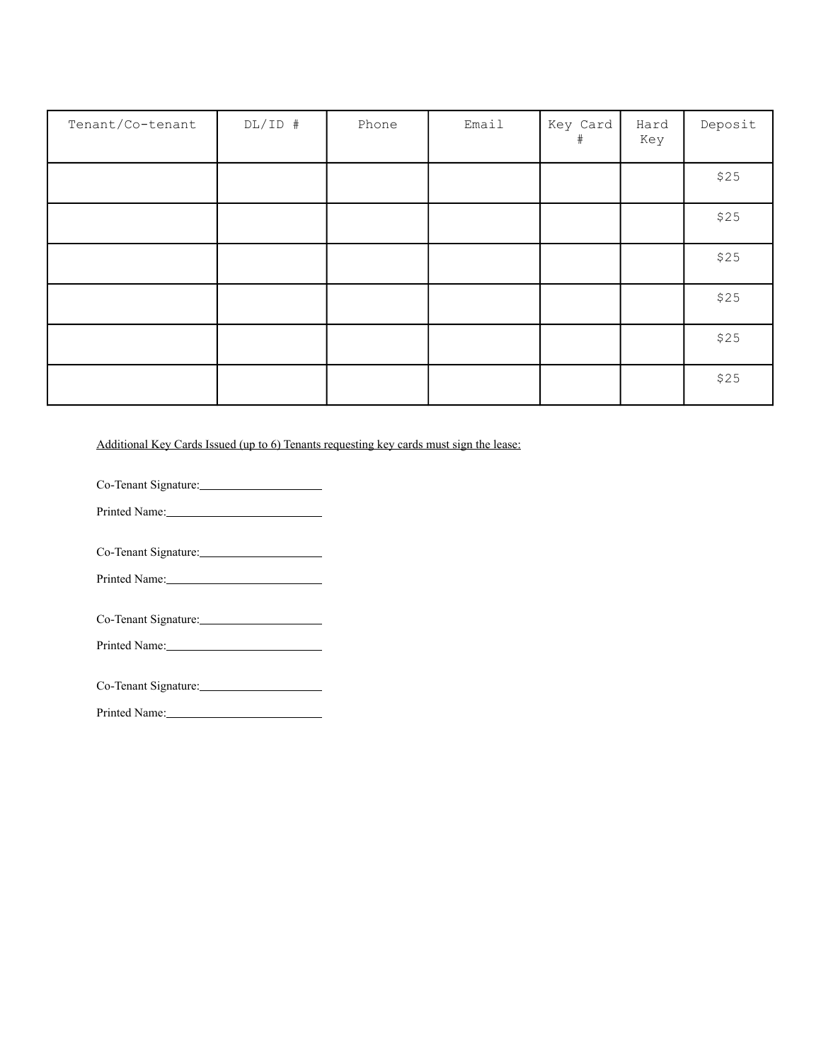| Tenant/Co-tenant | DL/ID # | Phone | Email | Key Card # | Hard Key | Deposit |
|---|---|---|---|---|---|---|
| | | | | | | $25 |
| | | | | | | $25 |
| | | | | | | $25 |
| | | | | | | $25 |
| | | | | | | $25 |
| | | | | | | $25 |

Additional Key Cards Issued (up to 6) Tenants requesting key cards must sign the lease:

Co-Tenant Signature:____________________

Printed Name:__________________________

Co-Tenant Signature:____________________

Printed Name:__________________________

Co-Tenant Signature:____________________

Printed Name:__________________________

Co-Tenant Signature:____________________

Printed Name:__________________________